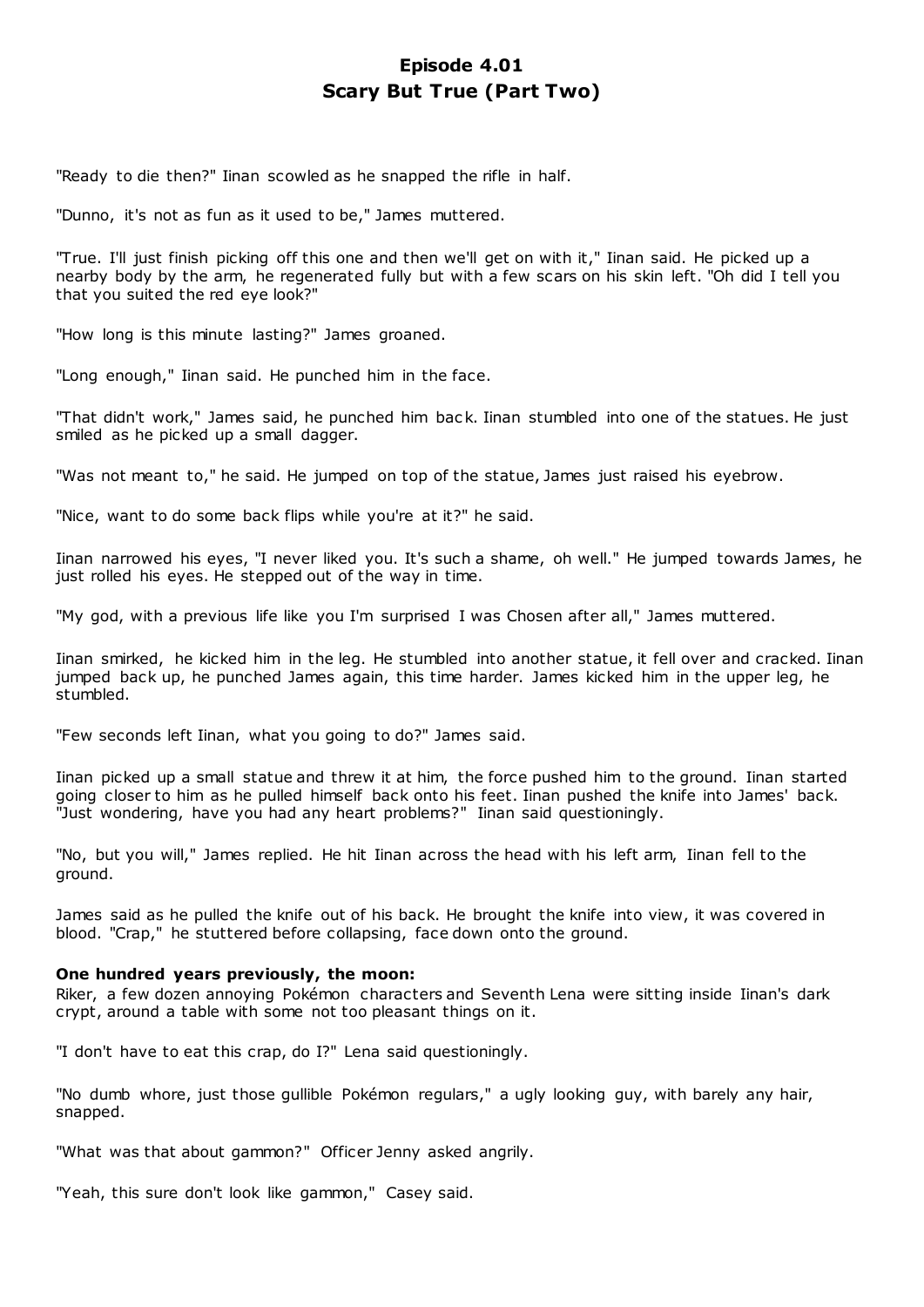# Episode 4.01
# Scary But True (Part Two)

"Ready to die then?" Iinan scowled as he snapped the rifle in half.

"Dunno, it's not as fun as it used to be," James muttered.

"True. I'll just finish picking off this one and then we'll get on with it," Iinan said. He picked up a nearby body by the arm, he regenerated fully but with a few scars on his skin left. "Oh did I tell you that you suited the red eye look?"

"How long is this minute lasting?" James groaned.

"Long enough," Iinan said. He punched him in the face.

"That didn't work," James said, he punched him back. Iinan stumbled into one of the statues. He just smiled as he picked up a small dagger.

"Was not meant to," he said. He jumped on top of the statue, James just raised his eyebrow.

"Nice, want to do some back flips while you're at it?" he said.

Iinan narrowed his eyes, "I never liked you. It's such a shame, oh well." He jumped towards James, he just rolled his eyes. He stepped out of the way in time.

"My god, with a previous life like you I'm surprised I was Chosen after all," James muttered.

Iinan smirked, he kicked him in the leg. He stumbled into another statue, it fell over and cracked. Iinan jumped back up, he punched James again, this time harder. James kicked him in the upper leg, he stumbled.

"Few seconds left Iinan, what you going to do?" James said.

Iinan picked up a small statue and threw it at him, the force pushed him to the ground. Iinan started going closer to him as he pulled himself back onto his feet. Iinan pushed the knife into James' back. "Just wondering, have you had any heart problems?" Iinan said questioningly.

"No, but you will," James replied. He hit Iinan across the head with his left arm, Iinan fell to the ground.

James said as he pulled the knife out of his back. He brought the knife into view, it was covered in blood. "Crap," he stuttered before collapsing, face down onto the ground.

**One hundred years previously, the moon:**
Riker, a few dozen annoying Pokémon characters and Seventh Lena were sitting inside Iinan's dark crypt, around a table with some not too pleasant things on it.

"I don't have to eat this crap, do I?" Lena said questioningly.

"No dumb whore, just those gullible Pokémon regulars," a ugly looking guy, with barely any hair, snapped.

"What was that about gammon?" Officer Jenny asked angrily.

"Yeah, this sure don't look like gammon," Casey said.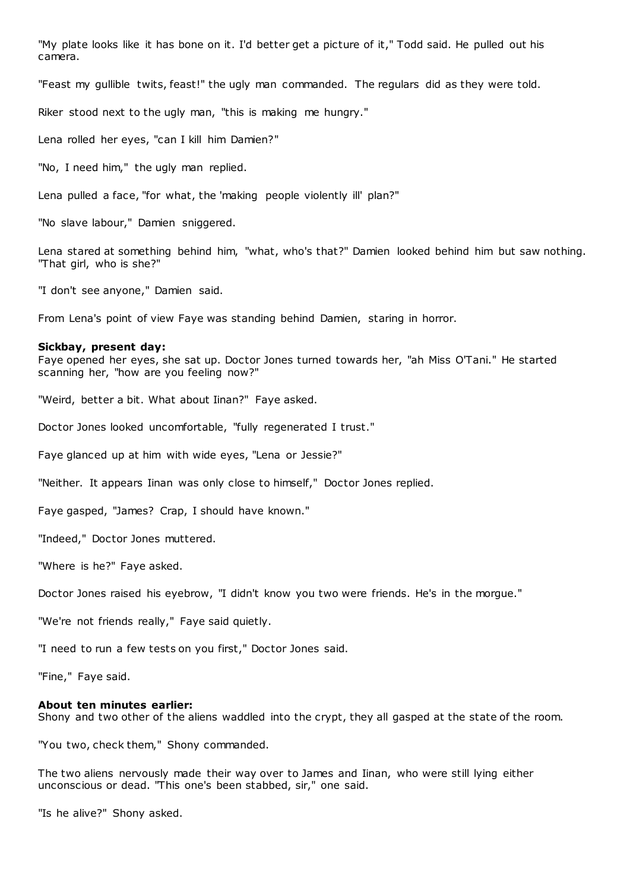"My plate looks like it has bone on it. I'd better get a picture of it," Todd said. He pulled out his camera.

"Feast my gullible twits, feast!" the ugly man commanded. The regulars did as they were told.

Riker stood next to the ugly man, "this is making me hungry."

Lena rolled her eyes, "can I kill him Damien?"

"No, I need him," the ugly man replied.

Lena pulled a face, "for what, the 'making people violently ill' plan?"

"No slave labour," Damien sniggered.

Lena stared at something behind him, "what, who's that?" Damien looked behind him but saw nothing. "That girl, who is she?"

"I don't see anyone," Damien said.

From Lena's point of view Faye was standing behind Damien, staring in horror.

**Sickbay, present day:**
Faye opened her eyes, she sat up. Doctor Jones turned towards her, "ah Miss O'Tani." He started scanning her, "how are you feeling now?"

"Weird, better a bit. What about Iinan?" Faye asked.

Doctor Jones looked uncomfortable, "fully regenerated I trust."

Faye glanced up at him with wide eyes, "Lena or Jessie?"

"Neither. It appears Iinan was only close to himself," Doctor Jones replied.

Faye gasped, "James? Crap, I should have known."

"Indeed," Doctor Jones muttered.

"Where is he?" Faye asked.

Doctor Jones raised his eyebrow, "I didn't know you two were friends. He's in the morgue."

"We're not friends really," Faye said quietly.

"I need to run a few tests on you first," Doctor Jones said.

"Fine," Faye said.

**About ten minutes earlier:**
Shony and two other of the aliens waddled into the crypt, they all gasped at the state of the room.

"You two, check them," Shony commanded.

The two aliens nervously made their way over to James and Iinan, who were still lying either unconscious or dead. "This one's been stabbed, sir," one said.

"Is he alive?" Shony asked.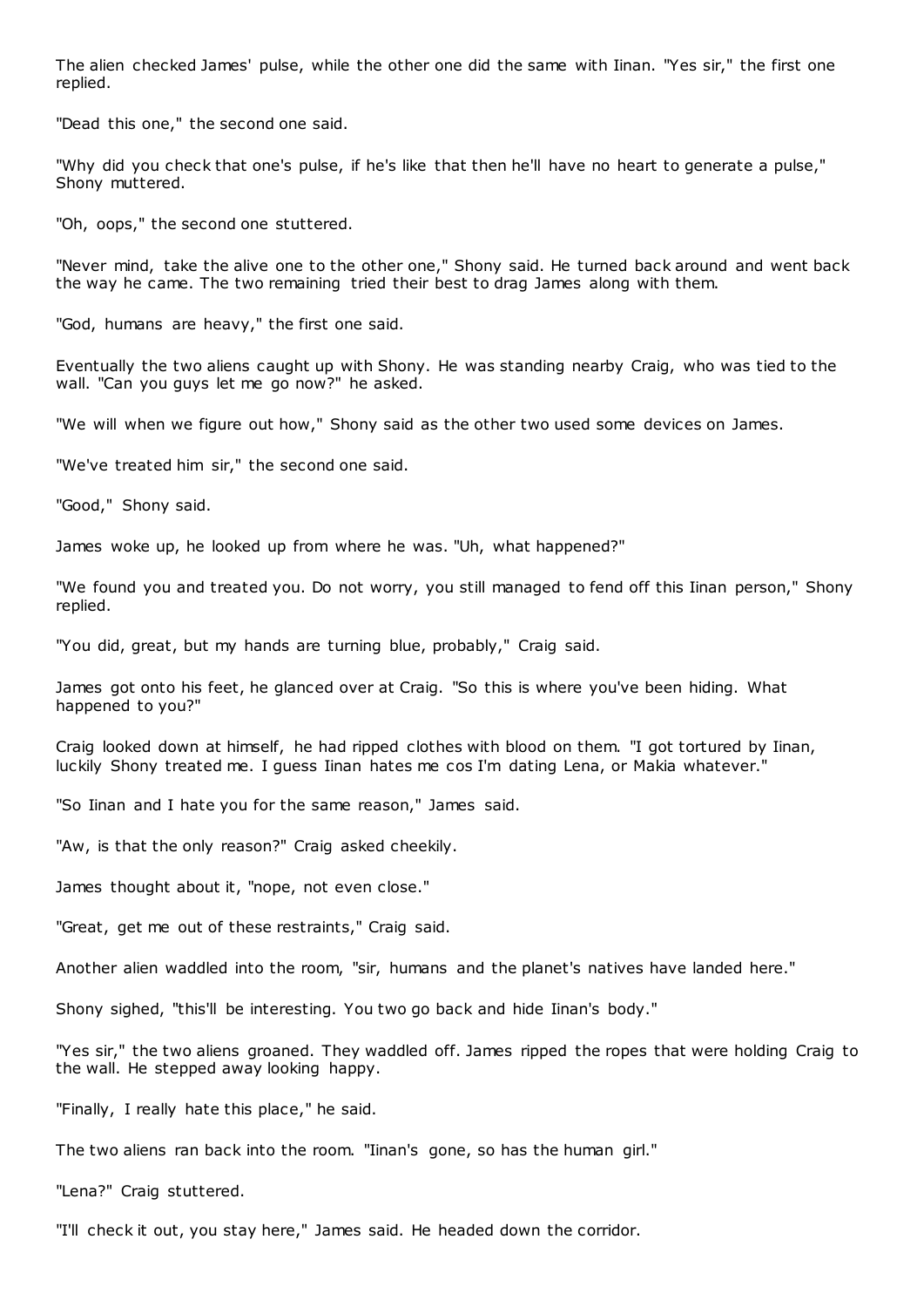The alien checked James' pulse, while the other one did the same with Iinan. "Yes sir," the first one replied.

"Dead this one," the second one said.

"Why did you check that one's pulse, if he's like that then he'll have no heart to generate a pulse," Shony muttered.

"Oh, oops," the second one stuttered.

"Never mind, take the alive one to the other one," Shony said. He turned back around and went back the way he came. The two remaining tried their best to drag James along with them.

"God, humans are heavy," the first one said.

Eventually the two aliens caught up with Shony. He was standing nearby Craig, who was tied to the wall. "Can you guys let me go now?" he asked.

"We will when we figure out how," Shony said as the other two used some devices on James.

"We've treated him sir," the second one said.

"Good," Shony said.

James woke up, he looked up from where he was. "Uh, what happened?"

"We found you and treated you. Do not worry, you still managed to fend off this Iinan person," Shony replied.

"You did, great, but my hands are turning blue, probably," Craig said.

James got onto his feet, he glanced over at Craig. "So this is where you've been hiding. What happened to you?"

Craig looked down at himself, he had ripped clothes with blood on them. "I got tortured by Iinan, luckily Shony treated me. I guess Iinan hates me cos I'm dating Lena, or Makia whatever."

"So Iinan and I hate you for the same reason," James said.

"Aw, is that the only reason?" Craig asked cheekily.

James thought about it, "nope, not even close."

"Great, get me out of these restraints," Craig said.

Another alien waddled into the room, "sir, humans and the planet's natives have landed here."

Shony sighed, "this'll be interesting. You two go back and hide Iinan's body."

"Yes sir," the two aliens groaned. They waddled off. James ripped the ropes that were holding Craig to the wall. He stepped away looking happy.

"Finally, I really hate this place," he said.

The two aliens ran back into the room. "Iinan's gone, so has the human girl."

"Lena?" Craig stuttered.

"I'll check it out, you stay here," James said. He headed down the corridor.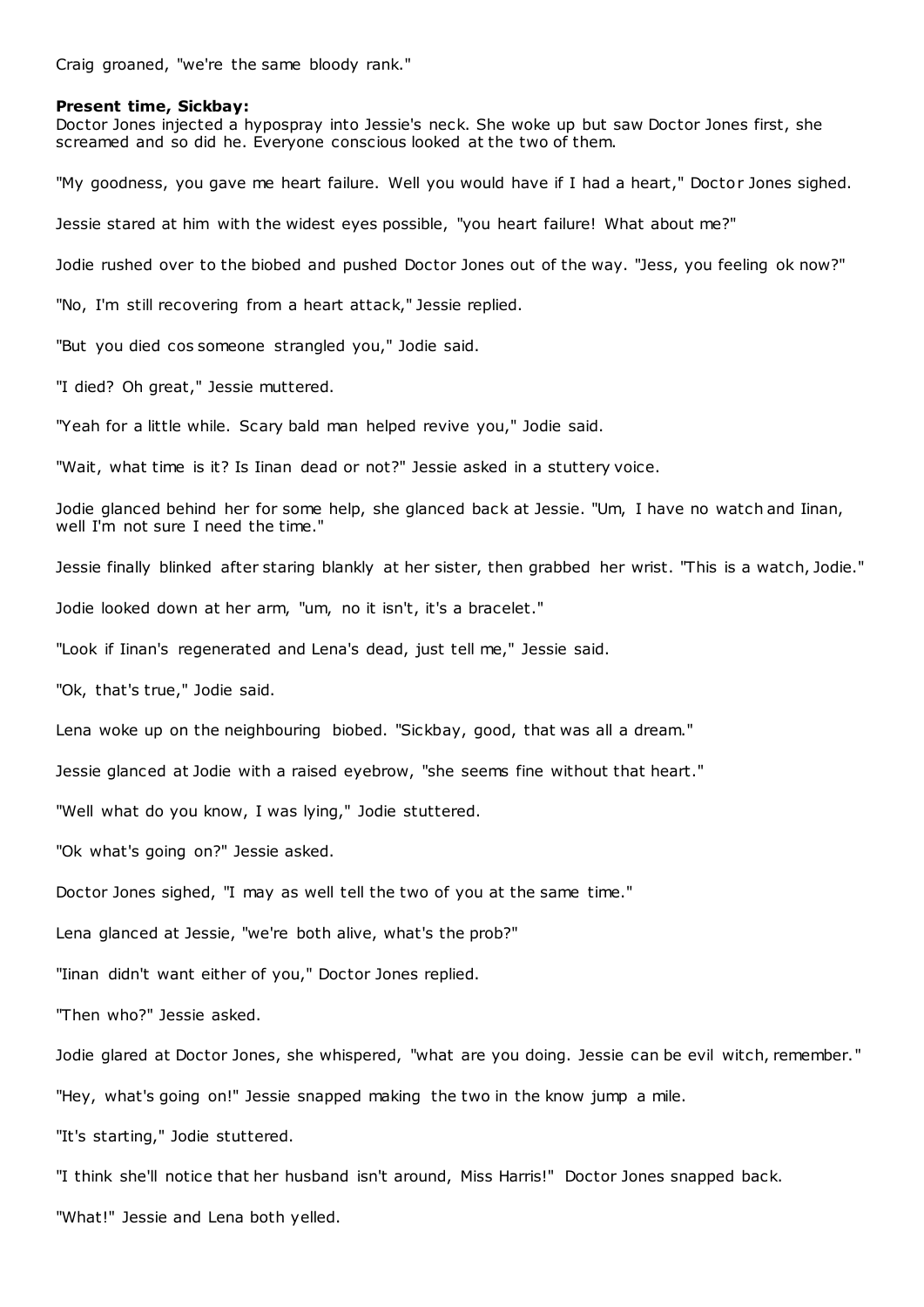Craig groaned, "we're the same bloody rank."

**Present time, Sickbay:**

Doctor Jones injected a hypospray into Jessie's neck. She woke up but saw Doctor Jones first, she screamed and so did he. Everyone conscious looked at the two of them.

"My goodness, you gave me heart failure. Well you would have if I had a heart," Doctor Jones sighed.

Jessie stared at him with the widest eyes possible, "you heart failure! What about me?"

Jodie rushed over to the biobed and pushed Doctor Jones out of the way. "Jess, you feeling ok now?"

"No, I'm still recovering from a heart attack," Jessie replied.

"But you died cos someone strangled you," Jodie said.

"I died? Oh great," Jessie muttered.

"Yeah for a little while. Scary bald man helped revive you," Jodie said.

"Wait, what time is it? Is Iinan dead or not?" Jessie asked in a stuttery voice.

Jodie glanced behind her for some help, she glanced back at Jessie. "Um, I have no watch and Iinan, well I'm not sure I need the time."

Jessie finally blinked after staring blankly at her sister, then grabbed her wrist. "This is a watch, Jodie."

Jodie looked down at her arm, "um, no it isn't, it's a bracelet."

"Look if Iinan's regenerated and Lena's dead, just tell me," Jessie said.

"Ok, that's true," Jodie said.

Lena woke up on the neighbouring biobed. "Sickbay, good, that was all a dream."

Jessie glanced at Jodie with a raised eyebrow, "she seems fine without that heart."

"Well what do you know, I was lying," Jodie stuttered.

"Ok what's going on?" Jessie asked.

Doctor Jones sighed, "I may as well tell the two of you at the same time."

Lena glanced at Jessie, "we're both alive, what's the prob?"

"Iinan didn't want either of you," Doctor Jones replied.

"Then who?" Jessie asked.

Jodie glared at Doctor Jones, she whispered, "what are you doing. Jessie can be evil witch, remember."

"Hey, what's going on!" Jessie snapped making the two in the know jump a mile.

"It's starting," Jodie stuttered.

"I think she'll notice that her husband isn't around, Miss Harris!" Doctor Jones snapped back.

"What!" Jessie and Lena both yelled.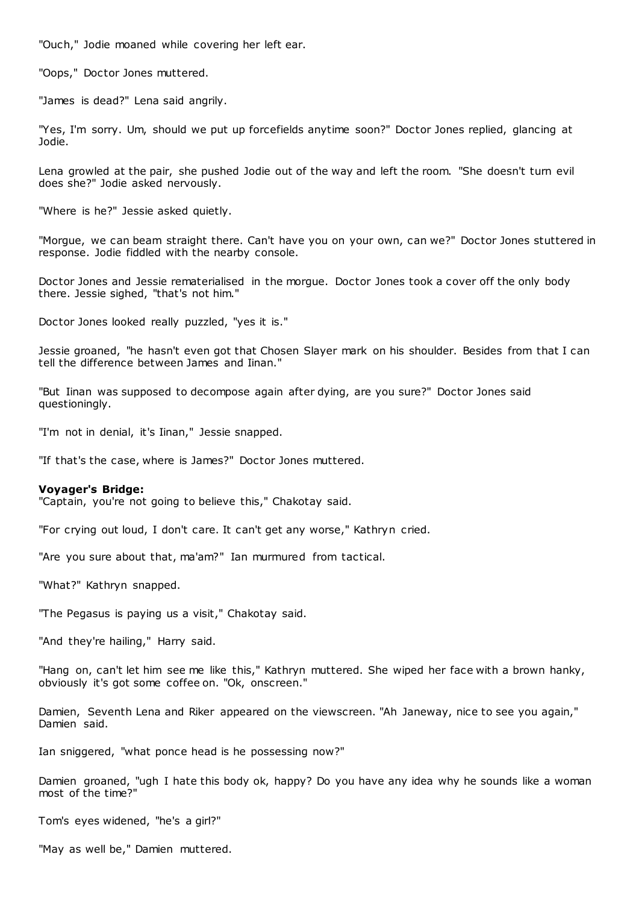"Ouch," Jodie moaned while covering her left ear.

"Oops," Doctor Jones muttered.

"James is dead?" Lena said angrily.

"Yes, I'm sorry. Um, should we put up forcefields anytime soon?" Doctor Jones replied, glancing at Jodie.

Lena growled at the pair, she pushed Jodie out of the way and left the room. "She doesn't turn evil does she?" Jodie asked nervously.

"Where is he?" Jessie asked quietly.

"Morgue, we can beam straight there. Can't have you on your own, can we?" Doctor Jones stuttered in response. Jodie fiddled with the nearby console.

Doctor Jones and Jessie rematerialised in the morgue. Doctor Jones took a cover off the only body there. Jessie sighed, "that's not him."

Doctor Jones looked really puzzled, "yes it is."

Jessie groaned, "he hasn't even got that Chosen Slayer mark on his shoulder. Besides from that I can tell the difference between James and Iinan."

"But Iinan was supposed to decompose again after dying, are you sure?" Doctor Jones said questioningly.

"I'm not in denial, it's Iinan," Jessie snapped.

"If that's the case, where is James?" Doctor Jones muttered.

**Voyager's Bridge:**
"Captain, you're not going to believe this," Chakotay said.

"For crying out loud, I don't care. It can't get any worse," Kathryn cried.

"Are you sure about that, ma'am?" Ian murmured from tactical.

"What?" Kathryn snapped.

"The Pegasus is paying us a visit," Chakotay said.

"And they're hailing," Harry said.

"Hang on, can't let him see me like this," Kathryn muttered. She wiped her face with a brown hanky, obviously it's got some coffee on. "Ok, onscreen."

Damien, Seventh Lena and Riker appeared on the viewscreen. "Ah Janeway, nice to see you again," Damien said.

Ian sniggered, "what ponce head is he possessing now?"

Damien groaned, "ugh I hate this body ok, happy? Do you have any idea why he sounds like a woman most of the time?"

Tom's eyes widened, "he's a girl?"

"May as well be," Damien muttered.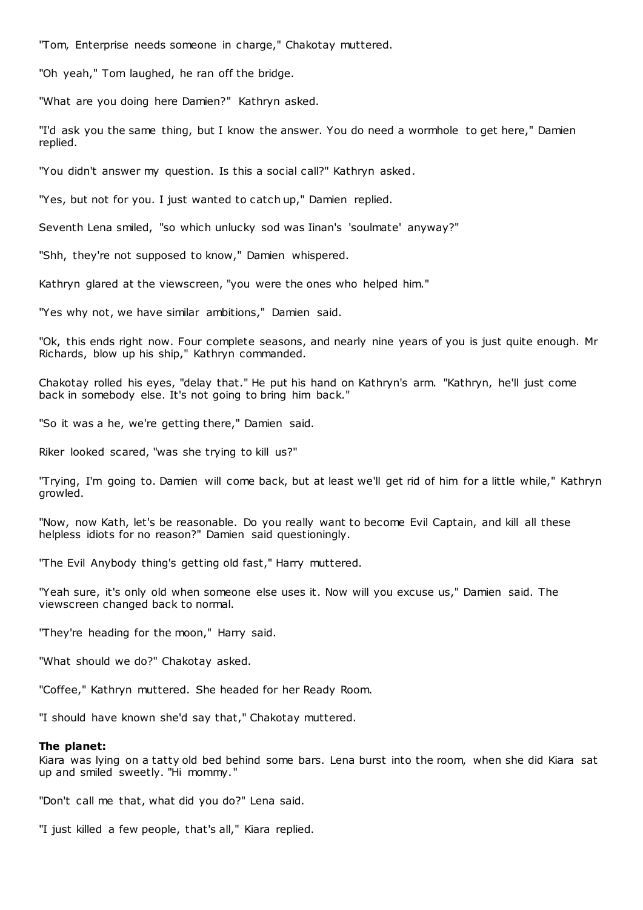"Tom, Enterprise needs someone in charge," Chakotay muttered.

"Oh yeah," Tom laughed, he ran off the bridge.

"What are you doing here Damien?" Kathryn asked.

"I'd ask you the same thing, but I know the answer. You do need a wormhole to get here," Damien replied.

"You didn't answer my question. Is this a social call?" Kathryn asked.

"Yes, but not for you. I just wanted to catch up," Damien replied.

Seventh Lena smiled, "so which unlucky sod was Iinan's 'soulmate' anyway?"

"Shh, they're not supposed to know," Damien whispered.

Kathryn glared at the viewscreen, "you were the ones who helped him."

"Yes why not, we have similar ambitions," Damien said.

"Ok, this ends right now. Four complete seasons, and nearly nine years of you is just quite enough. Mr Richards, blow up his ship," Kathryn commanded.

Chakotay rolled his eyes, "delay that." He put his hand on Kathryn's arm. "Kathryn, he'll just come back in somebody else. It's not going to bring him back."

"So it was a he, we're getting there," Damien said.

Riker looked scared, "was she trying to kill us?"

"Trying, I'm going to. Damien will come back, but at least we'll get rid of him for a little while," Kathryn growled.

"Now, now Kath, let's be reasonable. Do you really want to become Evil Captain, and kill all these helpless idiots for no reason?" Damien said questioningly.

"The Evil Anybody thing's getting old fast," Harry muttered.

"Yeah sure, it's only old when someone else uses it. Now will you excuse us," Damien said. The viewscreen changed back to normal.

"They're heading for the moon," Harry said.

"What should we do?" Chakotay asked.

"Coffee," Kathryn muttered. She headed for her Ready Room.

"I should have known she'd say that," Chakotay muttered.

**The planet:**
Kiara was lying on a tatty old bed behind some bars. Lena burst into the room, when she did Kiara sat up and smiled sweetly. "Hi mommy."

"Don't call me that, what did you do?" Lena said.

"I just killed a few people, that's all," Kiara replied.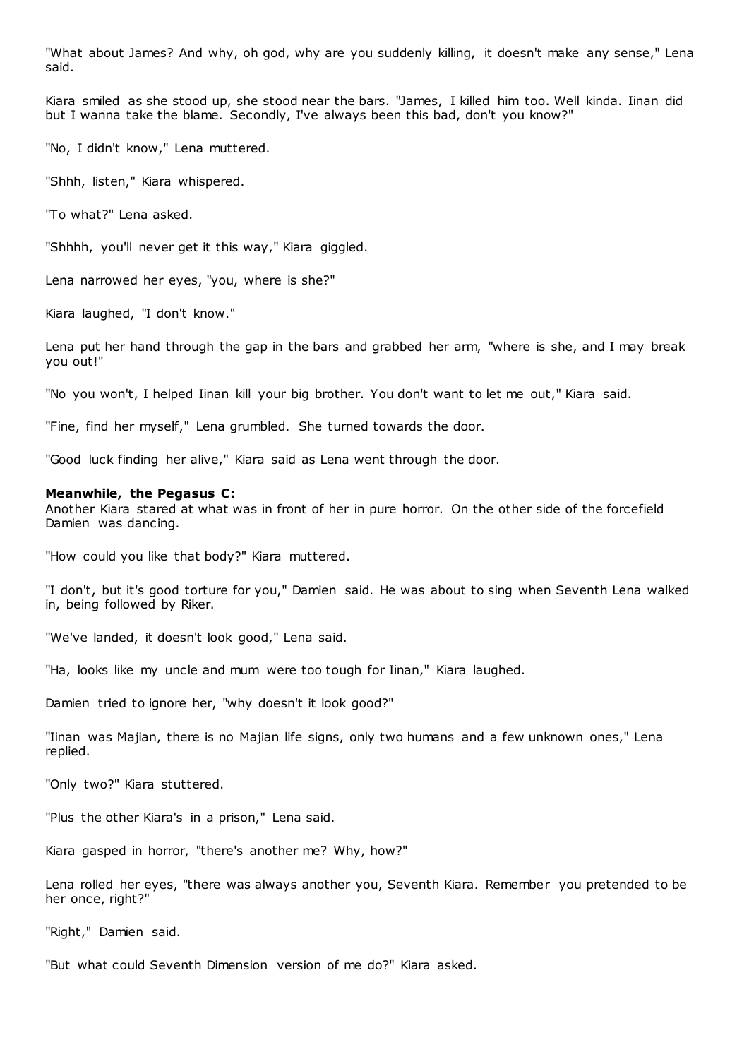"What about James? And why, oh god, why are you suddenly killing, it doesn't make any sense," Lena said.

Kiara smiled as she stood up, she stood near the bars. "James, I killed him too. Well kinda. Iinan did but I wanna take the blame. Secondly, I've always been this bad, don't you know?"

"No, I didn't know," Lena muttered.

"Shhh, listen," Kiara whispered.

"To what?" Lena asked.

"Shhhh, you'll never get it this way," Kiara giggled.

Lena narrowed her eyes, "you, where is she?"

Kiara laughed, "I don't know."

Lena put her hand through the gap in the bars and grabbed her arm, "where is she, and I may break you out!"

"No you won't, I helped Iinan kill your big brother. You don't want to let me out," Kiara said.

"Fine, find her myself," Lena grumbled. She turned towards the door.

"Good luck finding her alive," Kiara said as Lena went through the door.

**Meanwhile, the Pegasus C:**
Another Kiara stared at what was in front of her in pure horror. On the other side of the forcefield Damien was dancing.

"How could you like that body?" Kiara muttered.

"I don't, but it's good torture for you," Damien said. He was about to sing when Seventh Lena walked in, being followed by Riker.

"We've landed, it doesn't look good," Lena said.

"Ha, looks like my uncle and mum were too tough for Iinan," Kiara laughed.

Damien tried to ignore her, "why doesn't it look good?"

"Iinan was Majian, there is no Majian life signs, only two humans and a few unknown ones," Lena replied.

"Only two?" Kiara stuttered.

"Plus the other Kiara's in a prison," Lena said.

Kiara gasped in horror, "there's another me? Why, how?"

Lena rolled her eyes, "there was always another you, Seventh Kiara. Remember you pretended to be her once, right?"

"Right," Damien said.

"But what could Seventh Dimension version of me do?" Kiara asked.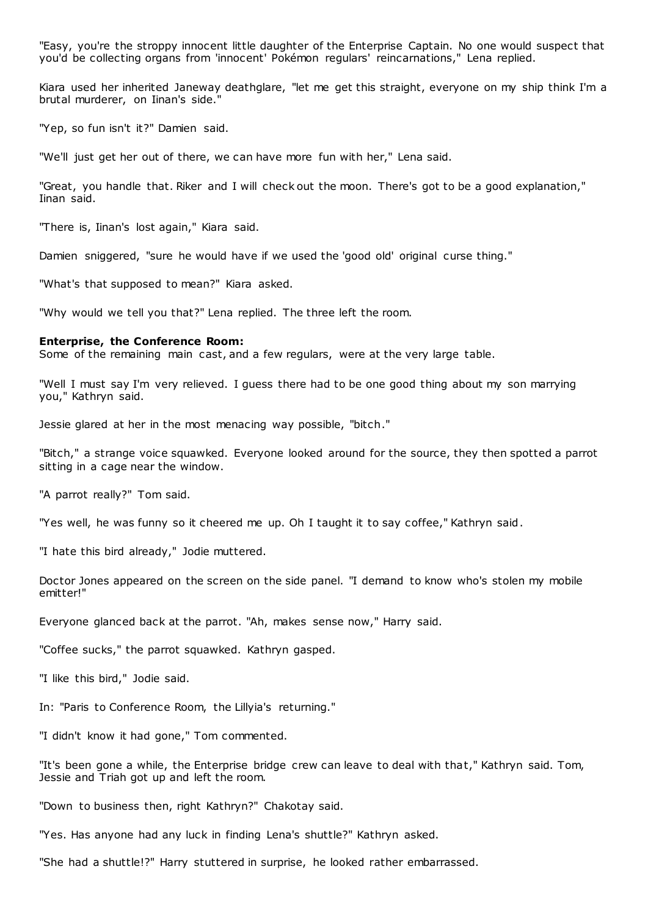"Easy, you're the stroppy innocent little daughter of the Enterprise Captain. No one would suspect that you'd be collecting organs from 'innocent' Pokémon regulars' reincarnations," Lena replied.

Kiara used her inherited Janeway deathglare, "let me get this straight, everyone on my ship think I'm a brutal murderer, on Iinan's side."

"Yep, so fun isn't it?" Damien said.

"We'll just get her out of there, we can have more fun with her," Lena said.

"Great, you handle that. Riker and I will check out the moon. There's got to be a good explanation," Iinan said.

"There is, Iinan's lost again," Kiara said.

Damien sniggered, "sure he would have if we used the 'good old' original curse thing."

"What's that supposed to mean?" Kiara asked.

"Why would we tell you that?" Lena replied. The three left the room.

**Enterprise, the Conference Room:**
Some of the remaining main cast, and a few regulars, were at the very large table.

"Well I must say I'm very relieved. I guess there had to be one good thing about my son marrying you," Kathryn said.

Jessie glared at her in the most menacing way possible, "bitch."

"Bitch," a strange voice squawked. Everyone looked around for the source, they then spotted a parrot sitting in a cage near the window.

"A parrot really?" Tom said.

"Yes well, he was funny so it cheered me up. Oh I taught it to say coffee," Kathryn said.

"I hate this bird already," Jodie muttered.

Doctor Jones appeared on the screen on the side panel. "I demand to know who's stolen my mobile emitter!"

Everyone glanced back at the parrot. "Ah, makes sense now," Harry said.

"Coffee sucks," the parrot squawked. Kathryn gasped.

"I like this bird," Jodie said.

In: "Paris to Conference Room, the Lillyia's returning."

"I didn't know it had gone," Tom commented.

"It's been gone a while, the Enterprise bridge crew can leave to deal with that," Kathryn said. Tom, Jessie and Triah got up and left the room.

"Down to business then, right Kathryn?" Chakotay said.

"Yes. Has anyone had any luck in finding Lena's shuttle?" Kathryn asked.

"She had a shuttle!?" Harry stuttered in surprise, he looked rather embarrassed.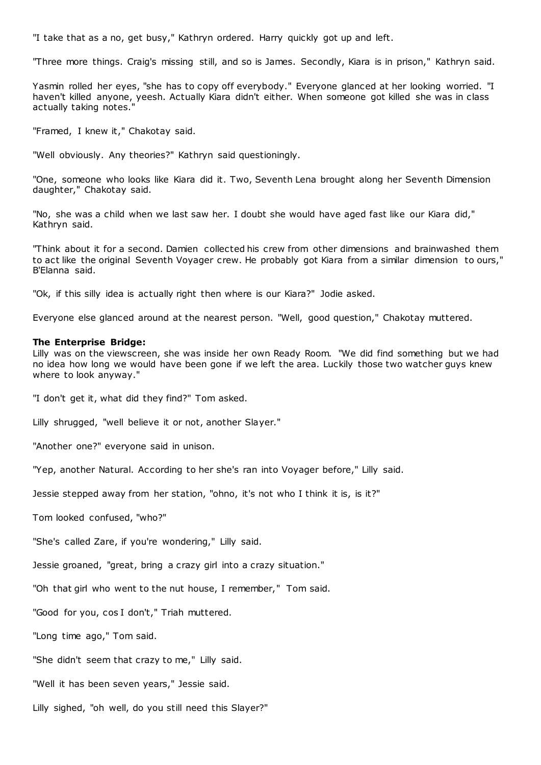"I take that as a no, get busy," Kathryn ordered. Harry quickly got up and left.

"Three more things. Craig's missing still, and so is James. Secondly, Kiara is in prison," Kathryn said.

Yasmin rolled her eyes, "she has to copy off everybody." Everyone glanced at her looking worried. "I haven't killed anyone, yeesh. Actually Kiara didn't either. When someone got killed she was in class actually taking notes."

"Framed, I knew it," Chakotay said.

"Well obviously. Any theories?" Kathryn said questioningly.

"One, someone who looks like Kiara did it. Two, Seventh Lena brought along her Seventh Dimension daughter," Chakotay said.

"No, she was a child when we last saw her. I doubt she would have aged fast like our Kiara did," Kathryn said.

"Think about it for a second. Damien collected his crew from other dimensions and brainwashed them to act like the original Seventh Voyager crew. He probably got Kiara from a similar dimension to ours," B'Elanna said.

"Ok, if this silly idea is actually right then where is our Kiara?" Jodie asked.

Everyone else glanced around at the nearest person. "Well, good question," Chakotay muttered.

**The Enterprise Bridge:**
Lilly was on the viewscreen, she was inside her own Ready Room. "We did find something but we had no idea how long we would have been gone if we left the area. Luckily those two watcher guys knew where to look anyway."

"I don't get it, what did they find?" Tom asked.

Lilly shrugged, "well believe it or not, another Slayer."

"Another one?" everyone said in unison.

"Yep, another Natural. According to her she's ran into Voyager before," Lilly said.

Jessie stepped away from her station, "ohno, it's not who I think it is, is it?"

Tom looked confused, "who?"

"She's called Zare, if you're wondering," Lilly said.

Jessie groaned, "great, bring a crazy girl into a crazy situation."

"Oh that girl who went to the nut house, I remember," Tom said.

"Good for you, cos I don't," Triah muttered.

"Long time ago," Tom said.

"She didn't seem that crazy to me," Lilly said.

"Well it has been seven years," Jessie said.

Lilly sighed, "oh well, do you still need this Slayer?"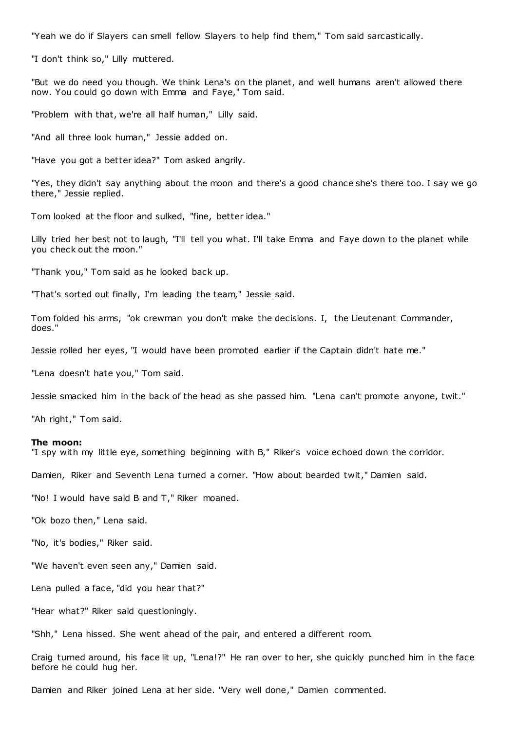"Yeah we do if Slayers can smell fellow Slayers to help find them," Tom said sarcastically.

"I don't think so," Lilly muttered.

"But we do need you though. We think Lena's on the planet, and well humans aren't allowed there now. You could go down with Emma and Faye," Tom said.

"Problem with that, we're all half human," Lilly said.

"And all three look human," Jessie added on.

"Have you got a better idea?" Tom asked angrily.

"Yes, they didn't say anything about the moon and there's a good chance she's there too. I say we go there," Jessie replied.

Tom looked at the floor and sulked, "fine, better idea."

Lilly tried her best not to laugh, "I'll tell you what. I'll take Emma and Faye down to the planet while you check out the moon."

"Thank you," Tom said as he looked back up.

"That's sorted out finally, I'm leading the team," Jessie said.

Tom folded his arms, "ok crewman you don't make the decisions. I, the Lieutenant Commander, does."

Jessie rolled her eyes, "I would have been promoted earlier if the Captain didn't hate me."

"Lena doesn't hate you," Tom said.

Jessie smacked him in the back of the head as she passed him. "Lena can't promote anyone, twit."

"Ah right," Tom said.

**The moon:**
"I spy with my little eye, something beginning with B," Riker's voice echoed down the corridor.

Damien, Riker and Seventh Lena turned a corner. "How about bearded twit," Damien said.

"No! I would have said B and T," Riker moaned.

"Ok bozo then," Lena said.

"No, it's bodies," Riker said.

"We haven't even seen any," Damien said.

Lena pulled a face, "did you hear that?"

"Hear what?" Riker said questioningly.

"Shh," Lena hissed. She went ahead of the pair, and entered a different room.

Craig turned around, his face lit up, "Lena!?" He ran over to her, she quickly punched him in the face before he could hug her.

Damien and Riker joined Lena at her side. "Very well done," Damien commented.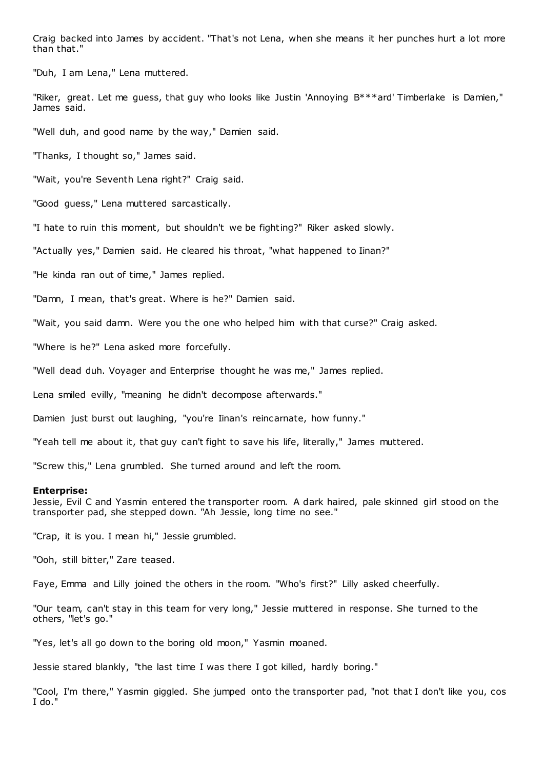Craig backed into James by accident. "That's not Lena, when she means it her punches hurt a lot more than that."

"Duh, I am Lena," Lena muttered.

"Riker, great. Let me guess, that guy who looks like Justin 'Annoying B***ard' Timberlake is Damien," James said.

"Well duh, and good name by the way," Damien said.

"Thanks, I thought so," James said.

"Wait, you're Seventh Lena right?" Craig said.

"Good guess," Lena muttered sarcastically.

"I hate to ruin this moment, but shouldn't we be fighting?" Riker asked slowly.

"Actually yes," Damien said. He cleared his throat, "what happened to Iinan?"

"He kinda ran out of time," James replied.

"Damn, I mean, that's great. Where is he?" Damien said.

"Wait, you said damn. Were you the one who helped him with that curse?" Craig asked.

"Where is he?" Lena asked more forcefully.

"Well dead duh. Voyager and Enterprise thought he was me," James replied.

Lena smiled evilly, "meaning he didn't decompose afterwards."

Damien just burst out laughing, "you're Iinan's reincarnate, how funny."

"Yeah tell me about it, that guy can't fight to save his life, literally," James muttered.

"Screw this," Lena grumbled. She turned around and left the room.

**Enterprise:**
Jessie, Evil C and Yasmin entered the transporter room. A dark haired, pale skinned girl stood on the transporter pad, she stepped down. "Ah Jessie, long time no see."

"Crap, it is you. I mean hi," Jessie grumbled.

"Ooh, still bitter," Zare teased.

Faye, Emma and Lilly joined the others in the room. "Who's first?" Lilly asked cheerfully.

"Our team, can't stay in this team for very long," Jessie muttered in response. She turned to the others, "let's go."

"Yes, let's all go down to the boring old moon," Yasmin moaned.

Jessie stared blankly, "the last time I was there I got killed, hardly boring."

"Cool, I'm there," Yasmin giggled. She jumped onto the transporter pad, "not that I don't like you, cos I do."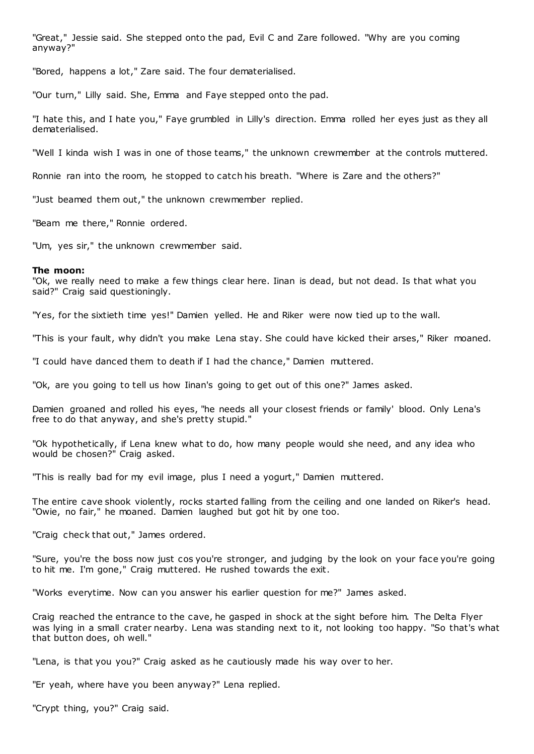"Great," Jessie said. She stepped onto the pad, Evil C and Zare followed. "Why are you coming anyway?"

"Bored, happens a lot," Zare said. The four dematerialised.

"Our turn," Lilly said. She, Emma and Faye stepped onto the pad.

"I hate this, and I hate you," Faye grumbled in Lilly's direction. Emma rolled her eyes just as they all dematerialised.

"Well I kinda wish I was in one of those teams," the unknown crewmember at the controls muttered.

Ronnie ran into the room, he stopped to catch his breath. "Where is Zare and the others?"

"Just beamed them out," the unknown crewmember replied.

"Beam me there," Ronnie ordered.

"Um, yes sir," the unknown crewmember said.

**The moon:**
"Ok, we really need to make a few things clear here. Iinan is dead, but not dead. Is that what you said?" Craig said questioningly.

"Yes, for the sixtieth time yes!" Damien yelled. He and Riker were now tied up to the wall.

"This is your fault, why didn't you make Lena stay. She could have kicked their arses," Riker moaned.

"I could have danced them to death if I had the chance," Damien muttered.

"Ok, are you going to tell us how Iinan's going to get out of this one?" James asked.

Damien groaned and rolled his eyes, "he needs all your closest friends or family' blood. Only Lena's free to do that anyway, and she's pretty stupid."

"Ok hypothetically, if Lena knew what to do, how many people would she need, and any idea who would be chosen?" Craig asked.

"This is really bad for my evil image, plus I need a yogurt," Damien muttered.

The entire cave shook violently, rocks started falling from the ceiling and one landed on Riker's head. "Owie, no fair," he moaned. Damien laughed but got hit by one too.

"Craig check that out," James ordered.

"Sure, you're the boss now just cos you're stronger, and judging by the look on your face you're going to hit me. I'm gone," Craig muttered. He rushed towards the exit.

"Works everytime. Now can you answer his earlier question for me?" James asked.

Craig reached the entrance to the cave, he gasped in shock at the sight before him. The Delta Flyer was lying in a small crater nearby. Lena was standing next to it, not looking too happy. "So that's what that button does, oh well."

"Lena, is that you you?" Craig asked as he cautiously made his way over to her.

"Er yeah, where have you been anyway?" Lena replied.

"Crypt thing, you?" Craig said.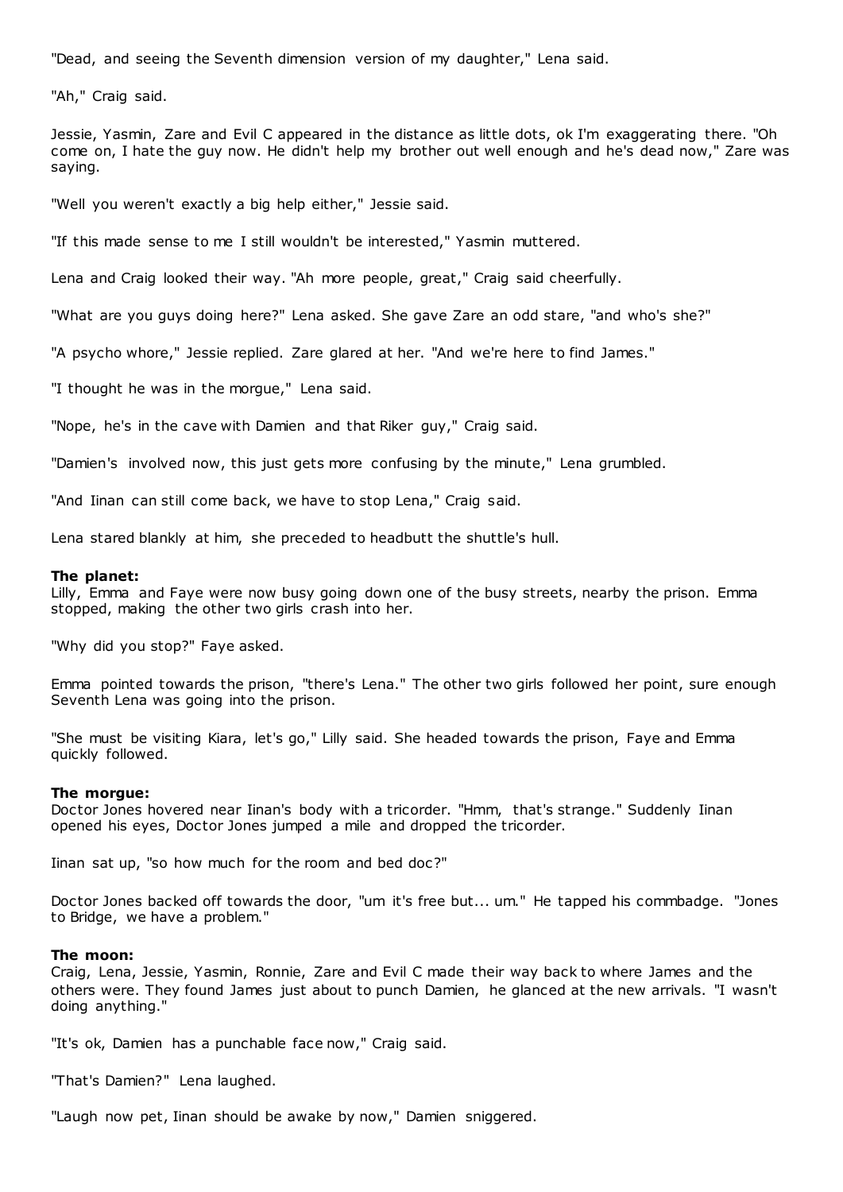"Dead, and seeing the Seventh dimension version of my daughter," Lena said.

"Ah," Craig said.

Jessie, Yasmin, Zare and Evil C appeared in the distance as little dots, ok I'm exaggerating there. "Oh come on, I hate the guy now. He didn't help my brother out well enough and he's dead now," Zare was saying.

"Well you weren't exactly a big help either," Jessie said.

"If this made sense to me I still wouldn't be interested," Yasmin muttered.

Lena and Craig looked their way. "Ah more people, great," Craig said cheerfully.

"What are you guys doing here?" Lena asked. She gave Zare an odd stare, "and who's she?"

"A psycho whore," Jessie replied. Zare glared at her. "And we're here to find James."

"I thought he was in the morgue," Lena said.

"Nope, he's in the cave with Damien and that Riker guy," Craig said.

"Damien's involved now, this just gets more confusing by the minute," Lena grumbled.

"And Iinan can still come back, we have to stop Lena," Craig said.

Lena stared blankly at him, she preceded to headbutt the shuttle's hull.

**The planet:**
Lilly, Emma and Faye were now busy going down one of the busy streets, nearby the prison. Emma stopped, making the other two girls crash into her.

"Why did you stop?" Faye asked.

Emma pointed towards the prison, "there's Lena." The other two girls followed her point, sure enough Seventh Lena was going into the prison.

"She must be visiting Kiara, let's go," Lilly said. She headed towards the prison, Faye and Emma quickly followed.

**The morgue:**
Doctor Jones hovered near Iinan's body with a tricorder. "Hmm, that's strange." Suddenly Iinan opened his eyes, Doctor Jones jumped a mile and dropped the tricorder.

Iinan sat up, "so how much for the room and bed doc?"

Doctor Jones backed off towards the door, "um it's free but... um." He tapped his commbadge. "Jones to Bridge, we have a problem."

**The moon:**
Craig, Lena, Jessie, Yasmin, Ronnie, Zare and Evil C made their way back to where James and the others were. They found James just about to punch Damien, he glanced at the new arrivals. "I wasn't doing anything."

"It's ok, Damien has a punchable face now," Craig said.

"That's Damien?" Lena laughed.

"Laugh now pet, Iinan should be awake by now," Damien sniggered.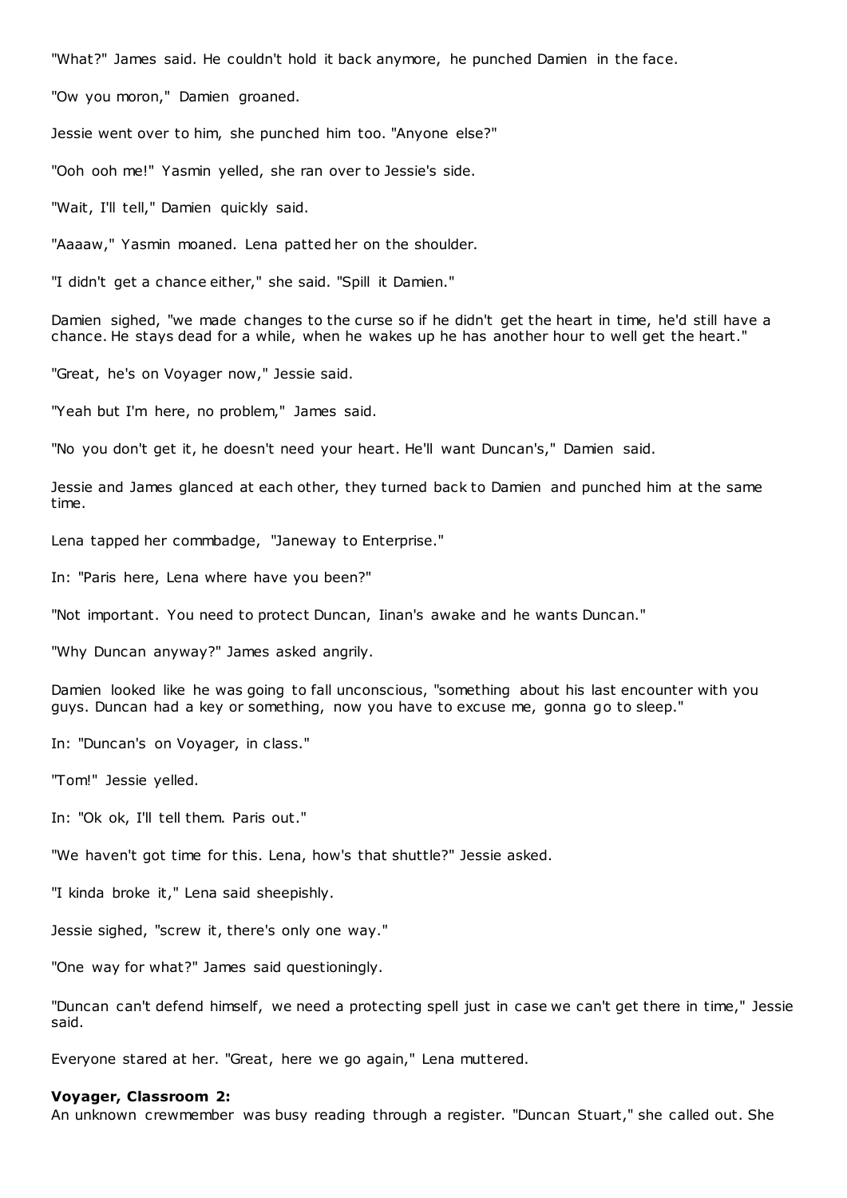"What?" James said. He couldn't hold it back anymore, he punched Damien in the face.

"Ow you moron," Damien groaned.

Jessie went over to him, she punched him too. "Anyone else?"

"Ooh ooh me!" Yasmin yelled, she ran over to Jessie's side.

"Wait, I'll tell," Damien quickly said.

"Aaaaw," Yasmin moaned. Lena patted her on the shoulder.

"I didn't get a chance either," she said. "Spill it Damien."

Damien sighed, "we made changes to the curse so if he didn't get the heart in time, he'd still have a chance. He stays dead for a while, when he wakes up he has another hour to well get the heart."

"Great, he's on Voyager now," Jessie said.

"Yeah but I'm here, no problem," James said.

"No you don't get it, he doesn't need your heart. He'll want Duncan's," Damien said.

Jessie and James glanced at each other, they turned back to Damien and punched him at the same time.

Lena tapped her commbadge, "Janeway to Enterprise."

In: "Paris here, Lena where have you been?"

"Not important. You need to protect Duncan, Iinan's awake and he wants Duncan."

"Why Duncan anyway?" James asked angrily.

Damien looked like he was going to fall unconscious, "something about his last encounter with you guys. Duncan had a key or something, now you have to excuse me, gonna go to sleep."

In: "Duncan's on Voyager, in class."

"Tom!" Jessie yelled.

In: "Ok ok, I'll tell them. Paris out."

"We haven't got time for this. Lena, how's that shuttle?" Jessie asked.

"I kinda broke it," Lena said sheepishly.

Jessie sighed, "screw it, there's only one way."

"One way for what?" James said questioningly.

"Duncan can't defend himself, we need a protecting spell just in case we can't get there in time," Jessie said.

Everyone stared at her. "Great, here we go again," Lena muttered.

**Voyager, Classroom 2:**
An unknown crewmember was busy reading through a register. "Duncan Stuart," she called out. She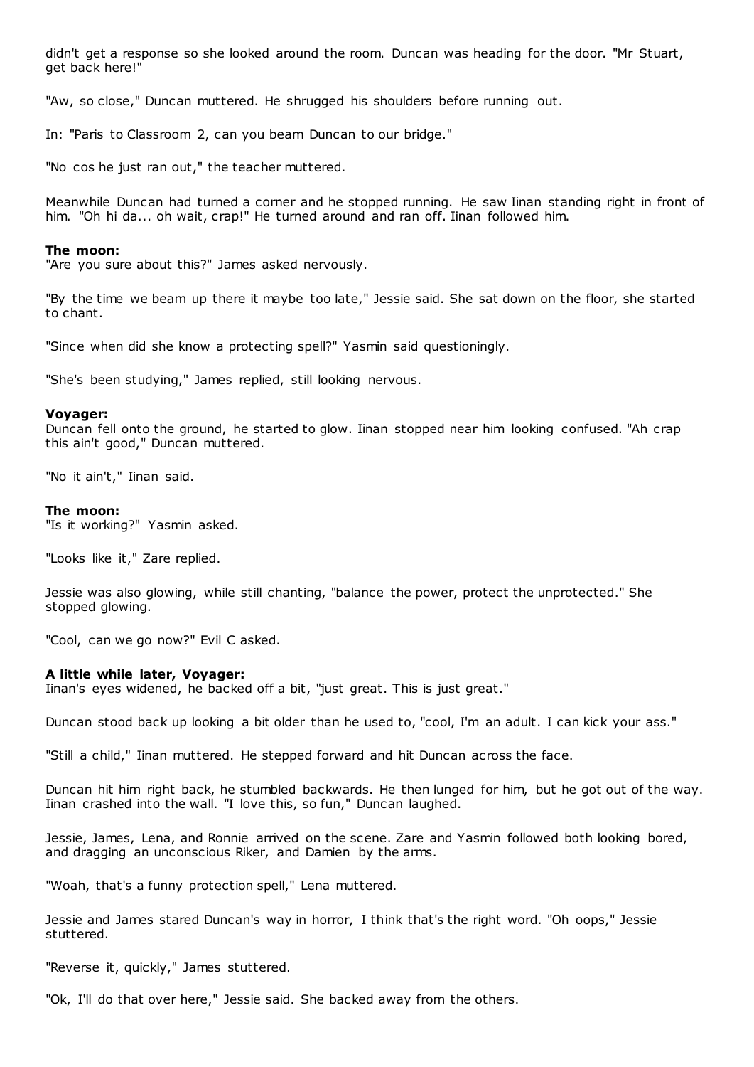didn't get a response so she looked around the room. Duncan was heading for the door. "Mr Stuart, get back here!"

"Aw, so close," Duncan muttered. He shrugged his shoulders before running out.

In: "Paris to Classroom 2, can you beam Duncan to our bridge."

"No cos he just ran out," the teacher muttered.

Meanwhile Duncan had turned a corner and he stopped running. He saw Iinan standing right in front of him. "Oh hi da... oh wait, crap!" He turned around and ran off. Iinan followed him.

**The moon:**
"Are you sure about this?" James asked nervously.

"By the time we beam up there it maybe too late," Jessie said. She sat down on the floor, she started to chant.

"Since when did she know a protecting spell?" Yasmin said questioningly.

"She's been studying," James replied, still looking nervous.

**Voyager:**
Duncan fell onto the ground, he started to glow. Iinan stopped near him looking confused. "Ah crap this ain't good," Duncan muttered.

"No it ain't," Iinan said.

**The moon:**
"Is it working?" Yasmin asked.

"Looks like it," Zare replied.

Jessie was also glowing, while still chanting, "balance the power, protect the unprotected." She stopped glowing.

"Cool, can we go now?" Evil C asked.

**A little while later, Voyager:**
Iinan's eyes widened, he backed off a bit, "just great. This is just great."

Duncan stood back up looking a bit older than he used to, "cool, I'm an adult. I can kick your ass."

"Still a child," Iinan muttered. He stepped forward and hit Duncan across the face.

Duncan hit him right back, he stumbled backwards. He then lunged for him, but he got out of the way. Iinan crashed into the wall. "I love this, so fun," Duncan laughed.

Jessie, James, Lena, and Ronnie arrived on the scene. Zare and Yasmin followed both looking bored, and dragging an unconscious Riker, and Damien by the arms.

"Woah, that's a funny protection spell," Lena muttered.

Jessie and James stared Duncan's way in horror, I think that's the right word. "Oh oops," Jessie stuttered.

"Reverse it, quickly," James stuttered.

"Ok, I'll do that over here," Jessie said. She backed away from the others.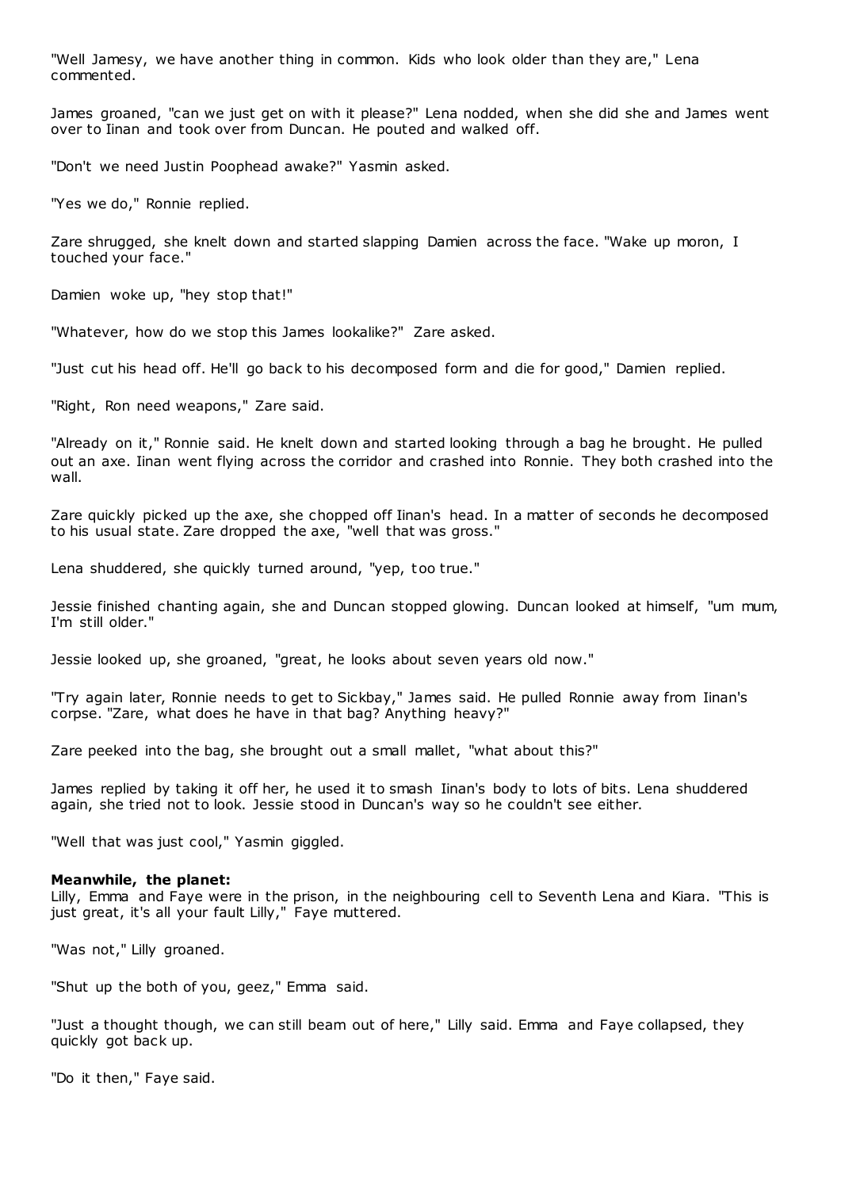"Well Jamesy, we have another thing in common. Kids who look older than they are," Lena commented.

James groaned, "can we just get on with it please?" Lena nodded, when she did she and James went over to Iinan and took over from Duncan. He pouted and walked off.

"Don't we need Justin Poophead awake?" Yasmin asked.

"Yes we do," Ronnie replied.

Zare shrugged, she knelt down and started slapping Damien across the face. "Wake up moron, I touched your face."

Damien woke up, "hey stop that!"

"Whatever, how do we stop this James lookalike?" Zare asked.

"Just cut his head off. He'll go back to his decomposed form and die for good," Damien replied.

"Right, Ron need weapons," Zare said.

"Already on it," Ronnie said. He knelt down and started looking through a bag he brought. He pulled out an axe. Iinan went flying across the corridor and crashed into Ronnie. They both crashed into the wall.

Zare quickly picked up the axe, she chopped off Iinan's head. In a matter of seconds he decomposed to his usual state. Zare dropped the axe, "well that was gross."

Lena shuddered, she quickly turned around, "yep, too true."

Jessie finished chanting again, she and Duncan stopped glowing. Duncan looked at himself, "um mum, I'm still older."

Jessie looked up, she groaned, "great, he looks about seven years old now."

"Try again later, Ronnie needs to get to Sickbay," James said. He pulled Ronnie away from Iinan's corpse. "Zare, what does he have in that bag? Anything heavy?"

Zare peeked into the bag, she brought out a small mallet, "what about this?"

James replied by taking it off her, he used it to smash Iinan's body to lots of bits. Lena shuddered again, she tried not to look. Jessie stood in Duncan's way so he couldn't see either.

"Well that was just cool," Yasmin giggled.

**Meanwhile, the planet:**
Lilly, Emma and Faye were in the prison, in the neighbouring cell to Seventh Lena and Kiara. "This is just great, it's all your fault Lilly," Faye muttered.

"Was not," Lilly groaned.

"Shut up the both of you, geez," Emma said.

"Just a thought though, we can still beam out of here," Lilly said. Emma and Faye collapsed, they quickly got back up.

"Do it then," Faye said.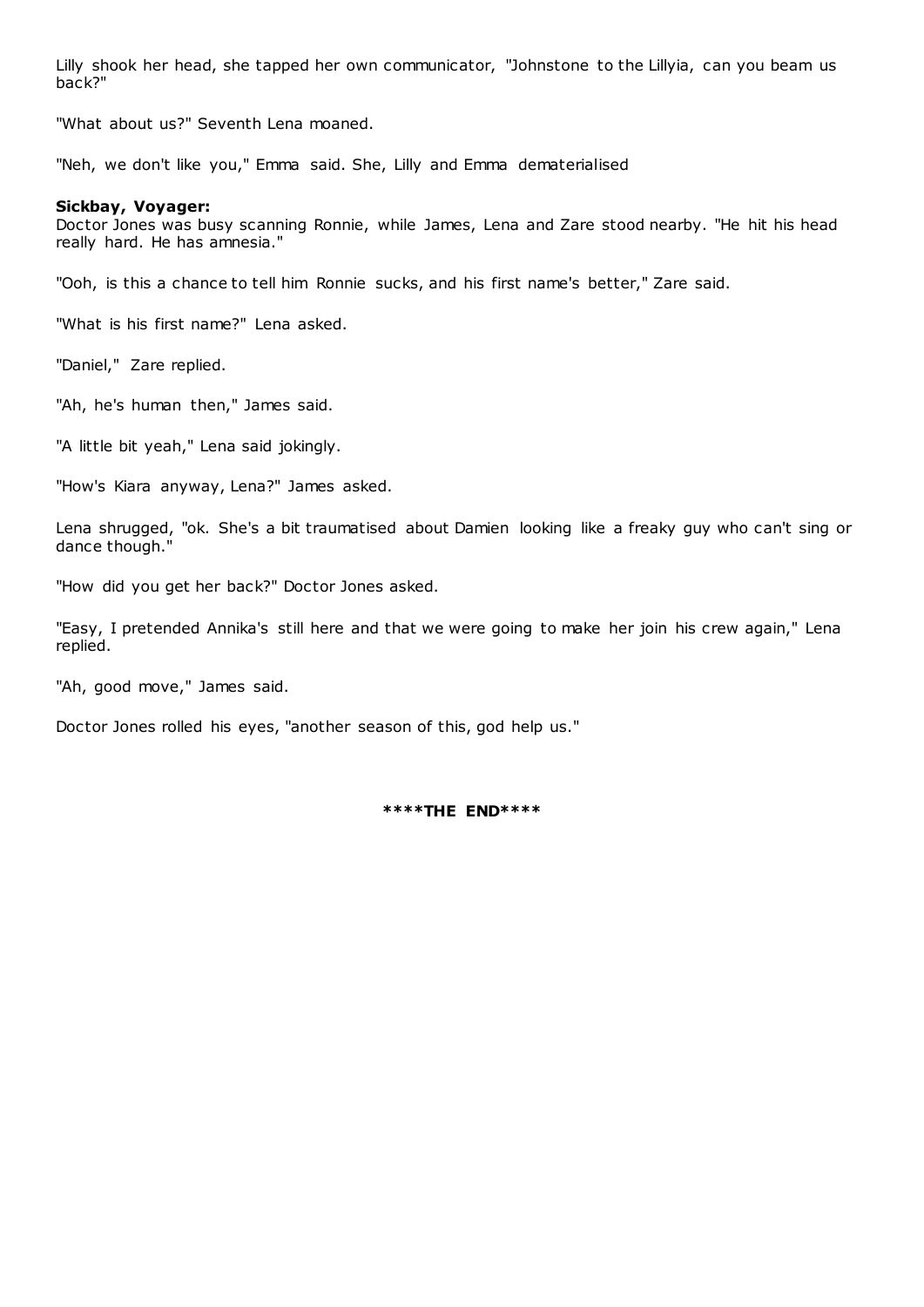Lilly shook her head, she tapped her own communicator, "Johnstone to the Lillyia, can you beam us back?"

"What about us?" Seventh Lena moaned.

"Neh, we don't like you," Emma said. She, Lilly and Emma dematerialised

**Sickbay, Voyager:**
Doctor Jones was busy scanning Ronnie, while James, Lena and Zare stood nearby. "He hit his head really hard. He has amnesia."

"Ooh, is this a chance to tell him Ronnie sucks, and his first name's better," Zare said.

"What is his first name?" Lena asked.

"Daniel," Zare replied.

"Ah, he's human then," James said.

"A little bit yeah," Lena said jokingly.

"How's Kiara anyway, Lena?" James asked.

Lena shrugged, "ok. She's a bit traumatised about Damien looking like a freaky guy who can't sing or dance though."

"How did you get her back?" Doctor Jones asked.

"Easy, I pretended Annika's still here and that we were going to make her join his crew again," Lena replied.

"Ah, good move," James said.

Doctor Jones rolled his eyes, "another season of this, god help us."

**\*\*\*\*THE END\*\*\*\***